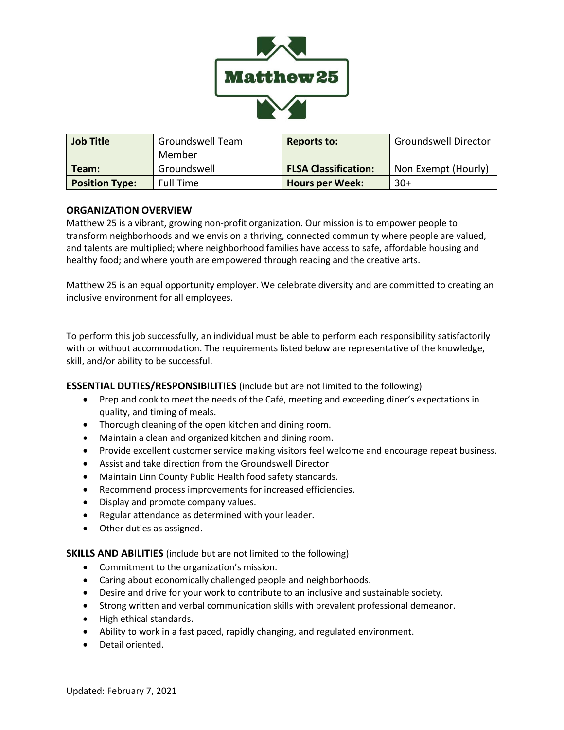Matthew25

| Job Title | Groundswell Team Member | Reports to: | Groundswell Director |
|---|---|---|---|
| Team: | Groundswell | FLSA Classification: | Non Exempt (Hourly) |
| Position Type: | Full Time | Hours per Week: | 30+ |

## ORGANIZATION OVERVIEW

Matthew 25 is a vibrant, growing non-profit organization. Our mission is to empower people to transform neighborhoods and we envision a thriving, connected community where people are valued, and talents are multiplied; where neighborhood families have access to safe, affordable housing and healthy food; and where youth are empowered through reading and the creative arts.

Matthew 25 is an equal opportunity employer. We celebrate diversity and are committed to creating an inclusive environment for all employees.

---

To perform this job successfully, an individual must be able to perform each responsibility satisfactorily with or without accommodation. The requirements listed below are representative of the knowledge, skill, and/or ability to be successful.

**ESSENTIAL DUTIES/RESPONSIBILITIES** (include but are not limited to the following)

- Prep and cook to meet the needs of the Café, meeting and exceeding diner's expectations in quality, and timing of meals.
- Thorough cleaning of the open kitchen and dining room.
- Maintain a clean and organized kitchen and dining room.
- Provide excellent customer service making visitors feel welcome and encourage repeat business.
- Assist and take direction from the Groundswell Director
- Maintain Linn County Public Health food safety standards.
- Recommend process improvements for increased efficiencies.
- Display and promote company values.
- Regular attendance as determined with your leader.
- Other duties as assigned.

**SKILLS AND ABILITIES** (include but are not limited to the following)

- Commitment to the organization's mission.
- Caring about economically challenged people and neighborhoods.
- Desire and drive for your work to contribute to an inclusive and sustainable society.
- Strong written and verbal communication skills with prevalent professional demeanor.
- High ethical standards.
- Ability to work in a fast paced, rapidly changing, and regulated environment.
- Detail oriented.

Updated: February 7, 2021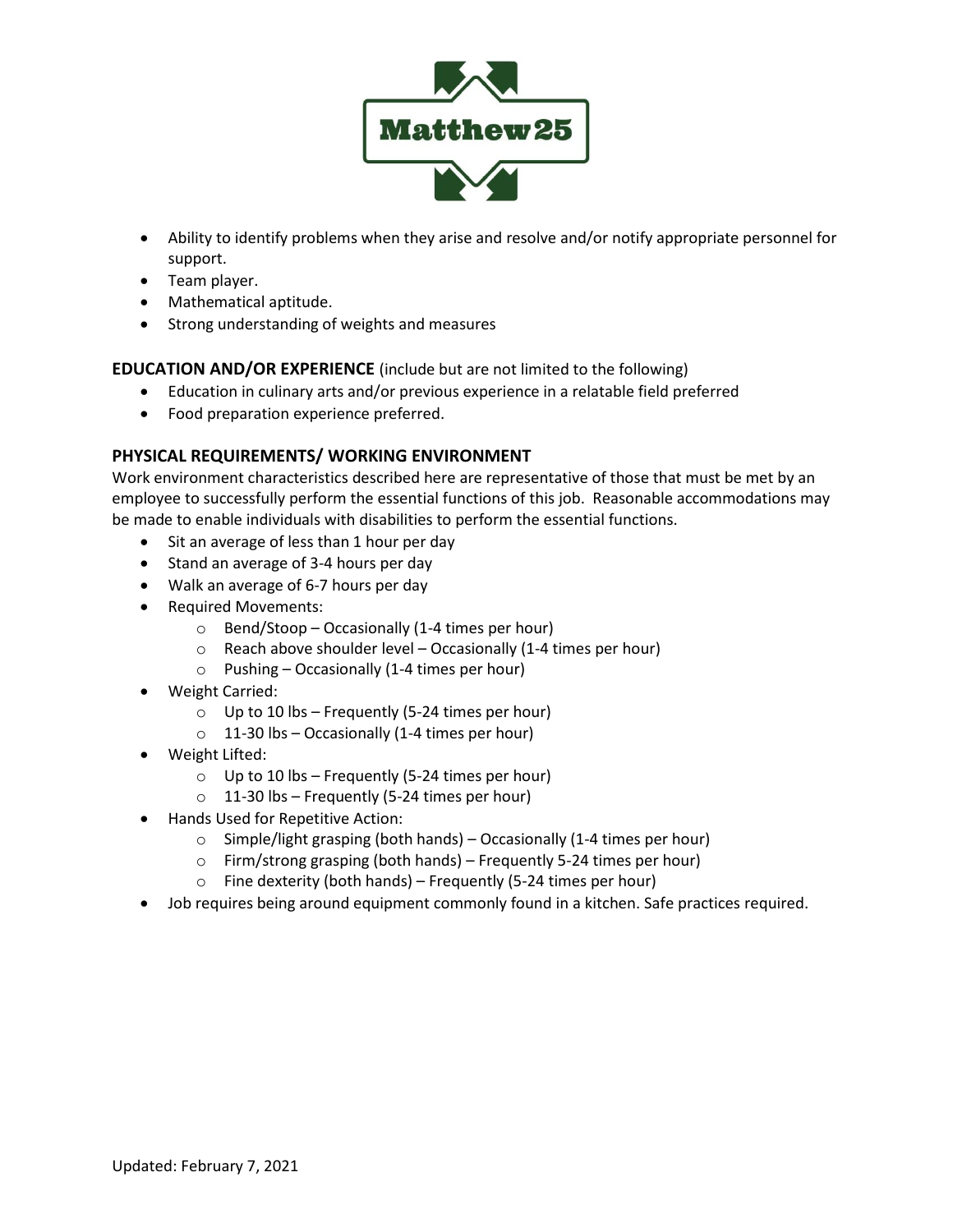- Ability to identify problems when they arise and resolve and/or notify appropriate personnel for support.
- Team player.
- Mathematical aptitude.
- Strong understanding of weights and measures

**EDUCATION AND/OR EXPERIENCE** (include but are not limited to the following)

- Education in culinary arts and/or previous experience in a relatable field preferred
- Food preparation experience preferred.

**PHYSICAL REQUIREMENTS/ WORKING ENVIRONMENT**

Work environment characteristics described here are representative of those that must be met by an employee to successfully perform the essential functions of this job. Reasonable accommodations may be made to enable individuals with disabilities to perform the essential functions.

- Sit an average of less than 1 hour per day
- Stand an average of 3-4 hours per day
- Walk an average of 6-7 hours per day
- Required Movements:
  - Bend/Stoop – Occasionally (1-4 times per hour)
  - Reach above shoulder level – Occasionally (1-4 times per hour)
  - Pushing – Occasionally (1-4 times per hour)
- Weight Carried:
  - Up to 10 lbs – Frequently (5-24 times per hour)
  - 11-30 lbs – Occasionally (1-4 times per hour)
- Weight Lifted:
  - Up to 10 lbs – Frequently (5-24 times per hour)
  - 11-30 lbs – Frequently (5-24 times per hour)
- Hands Used for Repetitive Action:
  - Simple/light grasping (both hands) – Occasionally (1-4 times per hour)
  - Firm/strong grasping (both hands) – Frequently 5-24 times per hour)
  - Fine dexterity (both hands) – Frequently (5-24 times per hour)
- Job requires being around equipment commonly found in a kitchen. Safe practices required.

Updated: February 7, 2021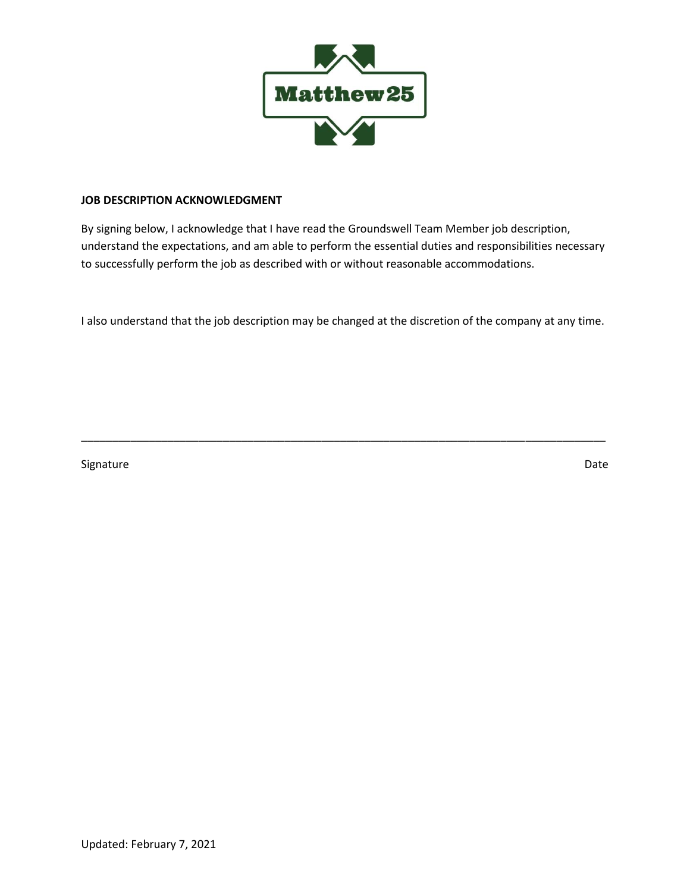**JOB DESCRIPTION ACKNOWLEDGMENT**

By signing below, I acknowledge that I have read the Groundswell Team Member job description, understand the expectations, and am able to perform the essential duties and responsibilities necessary to successfully perform the job as described with or without reasonable accommodations.

I also understand that the job description may be changed at the discretion of the company at any time.

\_\_\_\_\_\_\_\_\_\_\_\_\_\_\_\_\_\_\_\_\_\_\_\_\_\_\_\_\_\_\_\_\_\_\_\_\_\_\_\_\_\_\_\_\_\_\_\_\_\_\_\_\_\_\_\_\_\_\_\_\_\_\_\_\_\_\_\_\_\_\_\_\_\_\_\_

Signature Date

Updated: February 7, 2021